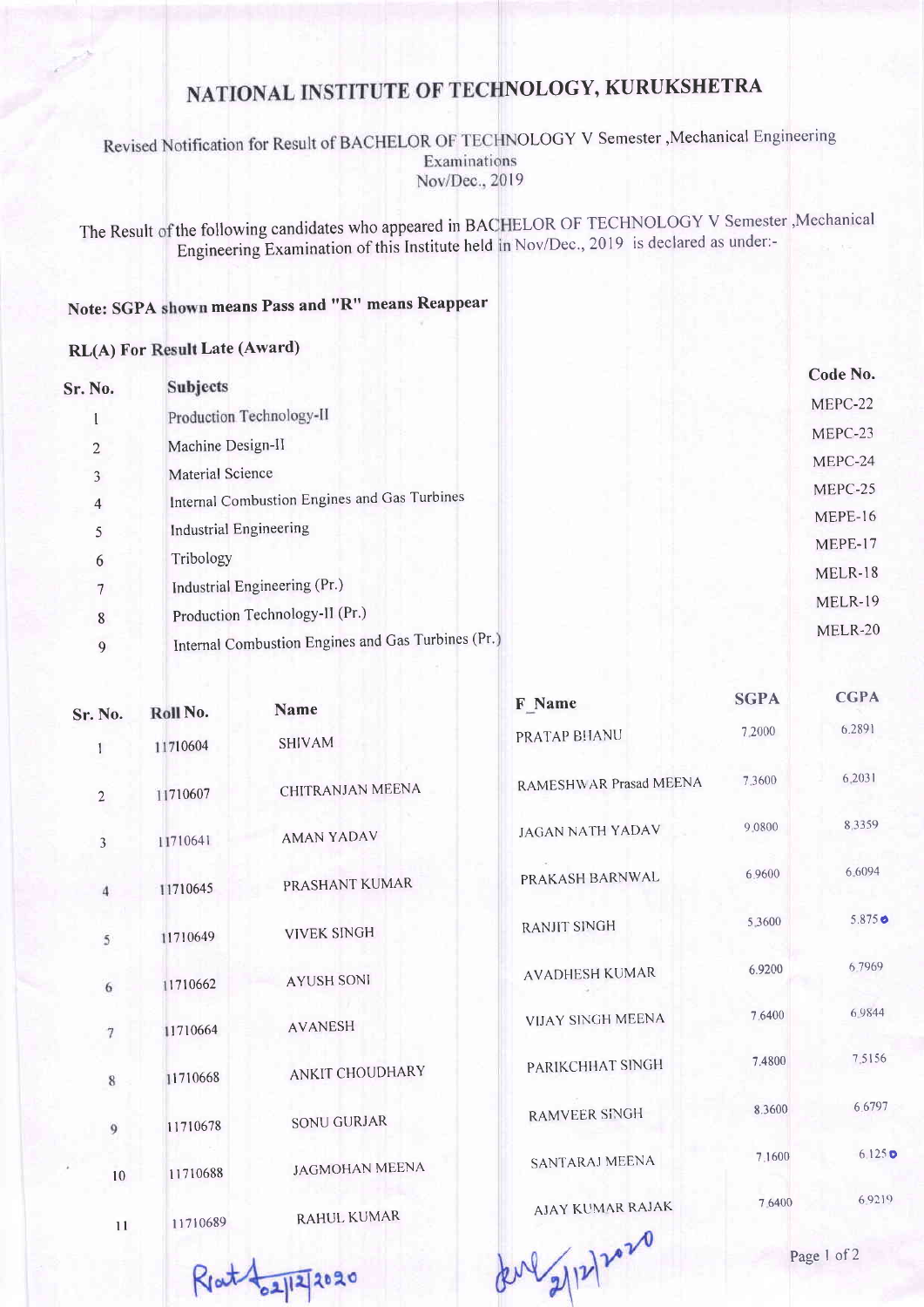# NATIONAL INSTITUTE OF TECHNOLOGY, KURUKSHETRA

Revised Notification for Result of BACHELOR OF TECHNOLOGY V Semester ,Mechanical Engineering Examinations
Nov/Dec., 2019

The Result of the following candidates who appeared in BACHELOR OF TECHNOLOGY V Semester ,Mechanical Engineering Examination of this Institute held in Nov/Dec., 2019 is declared as under:-

**Note: SGPA shown means Pass and "R" means Reappear**

**RL(A) For Result Late (Award)**

| Sr. No. | Subjects | Code No. |
|---|---|---|
| 1 | Production Technology-II | MEPC-22 |
| 2 | Machine Design-II | MEPC-23 |
| 3 | Material Science | MEPC-24 |
| 4 | Internal Combustion Engines and Gas Turbines | MEPC-25 |
| 5 | Industrial Engineering | MEPE-16 |
| 6 | Tribology | MEPE-17 |
| 7 | Industrial Engineering (Pr.) | MELR-18 |
| 8 | Production Technology-II (Pr.) | MELR-19 |
| 9 | Internal Combustion Engines and Gas Turbines (Pr.) | MELR-20 |

| Sr. No. | Roll No. | Name | F_Name | SGPA | CGPA |
|---|---|---|---|---|---|
| 1 | 11710604 | SHIVAM | PRATAP BHANU | 7.2000 | 6.2891 |
| 2 | 11710607 | CHITRANJAN MEENA | RAMESHWAR Prasad MEENA | 7.3600 | 6.2031 |
| 3 | 11710641 | AMAN YADAV | JAGAN NATH YADAV | 9.0800 | 8.3359 |
| 4 | 11710645 | PRASHANT KUMAR | PRAKASH BARNWAL | 6.9600 | 6.6094 |
| 5 | 11710649 | VIVEK SINGH | RANJIT SINGH | 5.3600 | 5.8750 |
| 6 | 11710662 | AYUSH SONI | AVADHESH KUMAR | 6.9200 | 6.7969 |
| 7 | 11710664 | AVANESH | VIJAY SINGH MEENA | 7.6400 | 6.9844 |
| 8 | 11710668 | ANKIT CHOUDHARY | PARIKCHHAT SINGH | 7.4800 | 7.5156 |
| 9 | 11710678 | SONU GURJAR | RAMVEER SINGH | 8.3600 | 6.6797 |
| 10 | 11710688 | JAGMOHAN MEENA | SANTARAJ MEENA | 7.1600 | 6.1250 |
| 11 | 11710689 | RAHUL KUMAR | AJAY KUMAR RAJAK | 7.6400 | 6.9219 |

02/12/2020 2/12/2020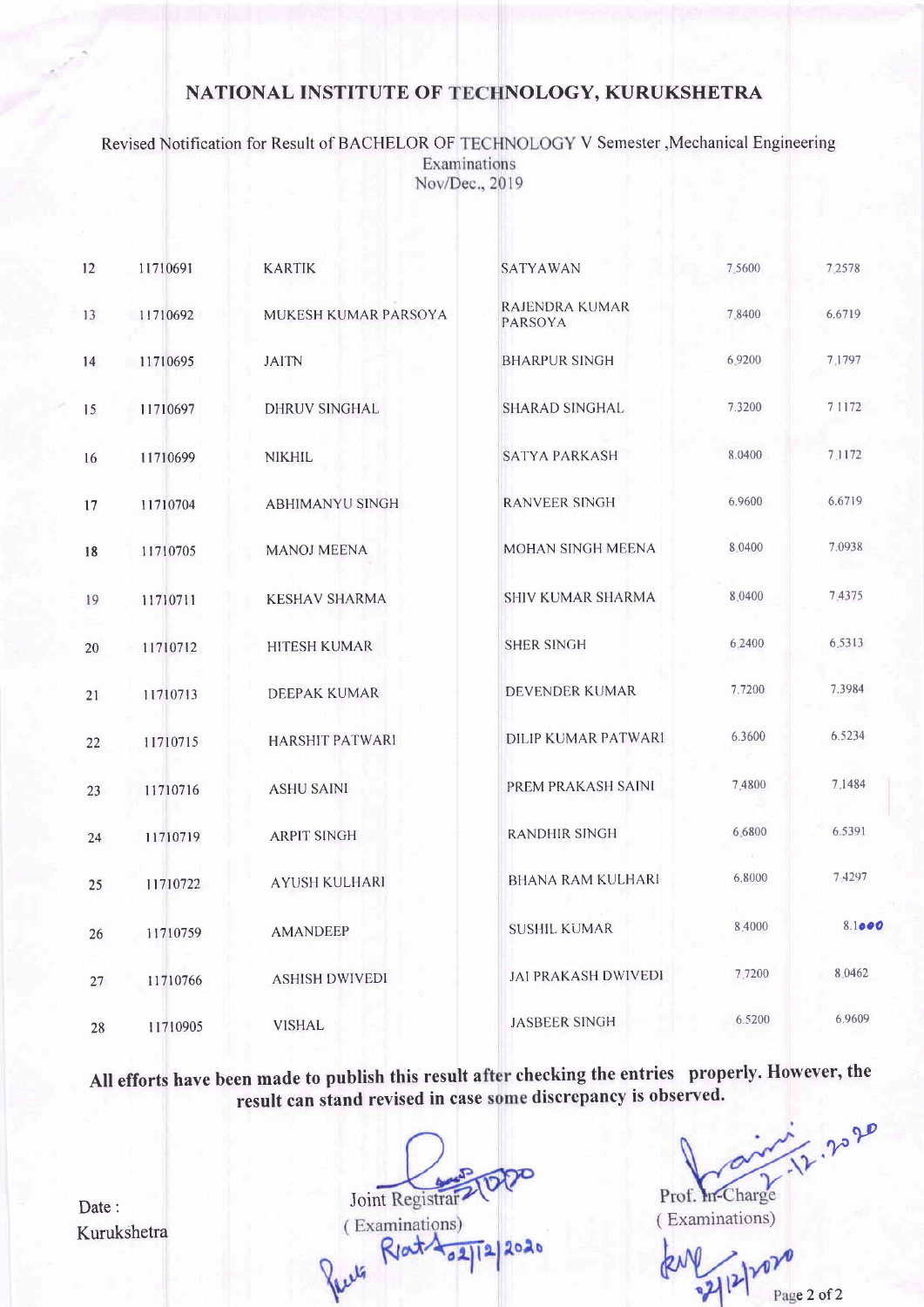# NATIONAL INSTITUTE OF TECHNOLOGY, KURUKSHETRA

Revised Notification for Result of BACHELOR OF TECHNOLOGY V Semester ,Mechanical Engineering Examinations
Nov/Dec., 2019

| | | | | | |
|---|---|---|---|---|---|
| 12 | 11710691 | KARTIK | SATYAWAN | 7.5600 | 7.2578 |
| 13 | 11710692 | MUKESH KUMAR PARSOYA | RAJENDRA KUMAR PARSOYA | 7.8400 | 6.6719 |
| 14 | 11710695 | JAITN | BHARPUR SINGH | 6.9200 | 7.1797 |
| 15 | 11710697 | DHRUV SINGHAL | SHARAD SINGHAL | 7.3200 | 7.1172 |
| 16 | 11710699 | NIKHIL | SATYA PARKASH | 8.0400 | 7.1172 |
| 17 | 11710704 | ABHIMANYU SINGH | RANVEER SINGH | 6.9600 | 6.6719 |
| 18 | 11710705 | MANOJ MEENA | MOHAN SINGH MEENA | 8.0400 | 7.0938 |
| 19 | 11710711 | KESHAV SHARMA | SHIV KUMAR SHARMA | 8.0400 | 7.4375 |
| 20 | 11710712 | HITESH KUMAR | SHER SINGH | 6.2400 | 6.5313 |
| 21 | 11710713 | DEEPAK KUMAR | DEVENDER KUMAR | 7.7200 | 7.3984 |
| 22 | 11710715 | HARSHIT PATWARI | DILIP KUMAR PATWARI | 6.3600 | 6.5234 |
| 23 | 11710716 | ASHU SAINI | PREM PRAKASH SAINI | 7.4800 | 7.1484 |
| 24 | 11710719 | ARPIT SINGH | RANDHIR SINGH | 6.6800 | 6.5391 |
| 25 | 11710722 | AYUSH KULHARI | BHANA RAM KULHARI | 6.8000 | 7.4297 |
| 26 | 11710759 | AMANDEEP | SUSHIL KUMAR | 8.4000 | 8.1000 |
| 27 | 11710766 | ASHISH DWIVEDI | JAI PRAKASH DWIVEDI | 7.7200 | 8.0462 |
| 28 | 11710905 | VISHAL | JASBEER SINGH | 6.5200 | 6.9609 |

**All efforts have been made to publish this result after checking the entries properly. However, the result can stand revised in case some discrepancy is observed.**

Date :
Kurukshetra

Joint Registrar
( Examinations)

Prof. In-Charge
( Examinations)